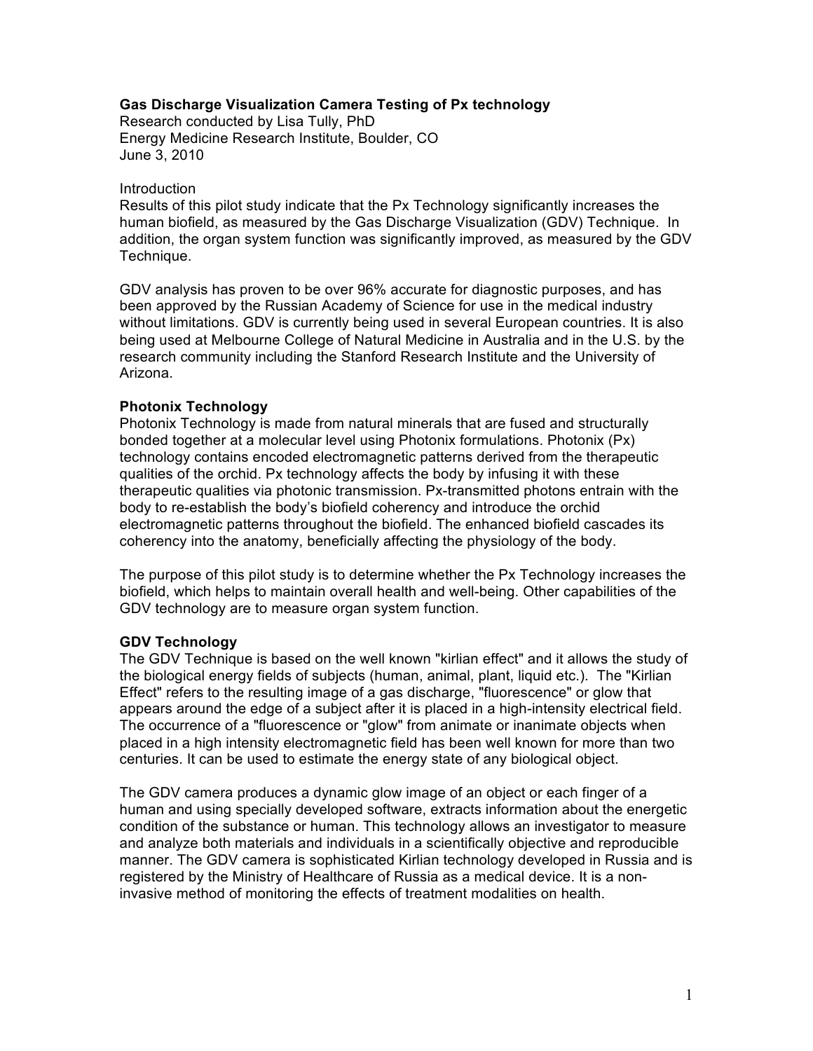**Gas Discharge Visualization Camera Testing of Px technology**
Research conducted by Lisa Tully, PhD
Energy Medicine Research Institute, Boulder, CO
June 3, 2010

Introduction
Results of this pilot study indicate that the Px Technology significantly increases the human biofield, as measured by the Gas Discharge Visualization (GDV) Technique. In addition, the organ system function was significantly improved, as measured by the GDV Technique.

GDV analysis has proven to be over 96% accurate for diagnostic purposes, and has been approved by the Russian Academy of Science for use in the medical industry without limitations. GDV is currently being used in several European countries. It is also being used at Melbourne College of Natural Medicine in Australia and in the U.S. by the research community including the Stanford Research Institute and the University of Arizona.

**Photonix Technology**
Photonix Technology is made from natural minerals that are fused and structurally bonded together at a molecular level using Photonix formulations. Photonix (Px) technology contains encoded electromagnetic patterns derived from the therapeutic qualities of the orchid. Px technology affects the body by infusing it with these therapeutic qualities via photonic transmission. Px-transmitted photons entrain with the body to re-establish the body's biofield coherency and introduce the orchid electromagnetic patterns throughout the biofield. The enhanced biofield cascades its coherency into the anatomy, beneficially affecting the physiology of the body.

The purpose of this pilot study is to determine whether the Px Technology increases the biofield, which helps to maintain overall health and well-being. Other capabilities of the GDV technology are to measure organ system function.

**GDV Technology**
The GDV Technique is based on the well known "kirlian effect" and it allows the study of the biological energy fields of subjects (human, animal, plant, liquid etc.). The "Kirlian Effect" refers to the resulting image of a gas discharge, "fluorescence" or glow that appears around the edge of a subject after it is placed in a high-intensity electrical field. The occurrence of a "fluorescence or "glow" from animate or inanimate objects when placed in a high intensity electromagnetic field has been well known for more than two centuries. It can be used to estimate the energy state of any biological object.

The GDV camera produces a dynamic glow image of an object or each finger of a human and using specially developed software, extracts information about the energetic condition of the substance or human. This technology allows an investigator to measure and analyze both materials and individuals in a scientifically objective and reproducible manner. The GDV camera is sophisticated Kirlian technology developed in Russia and is registered by the Ministry of Healthcare of Russia as a medical device. It is a non-invasive method of monitoring the effects of treatment modalities on health.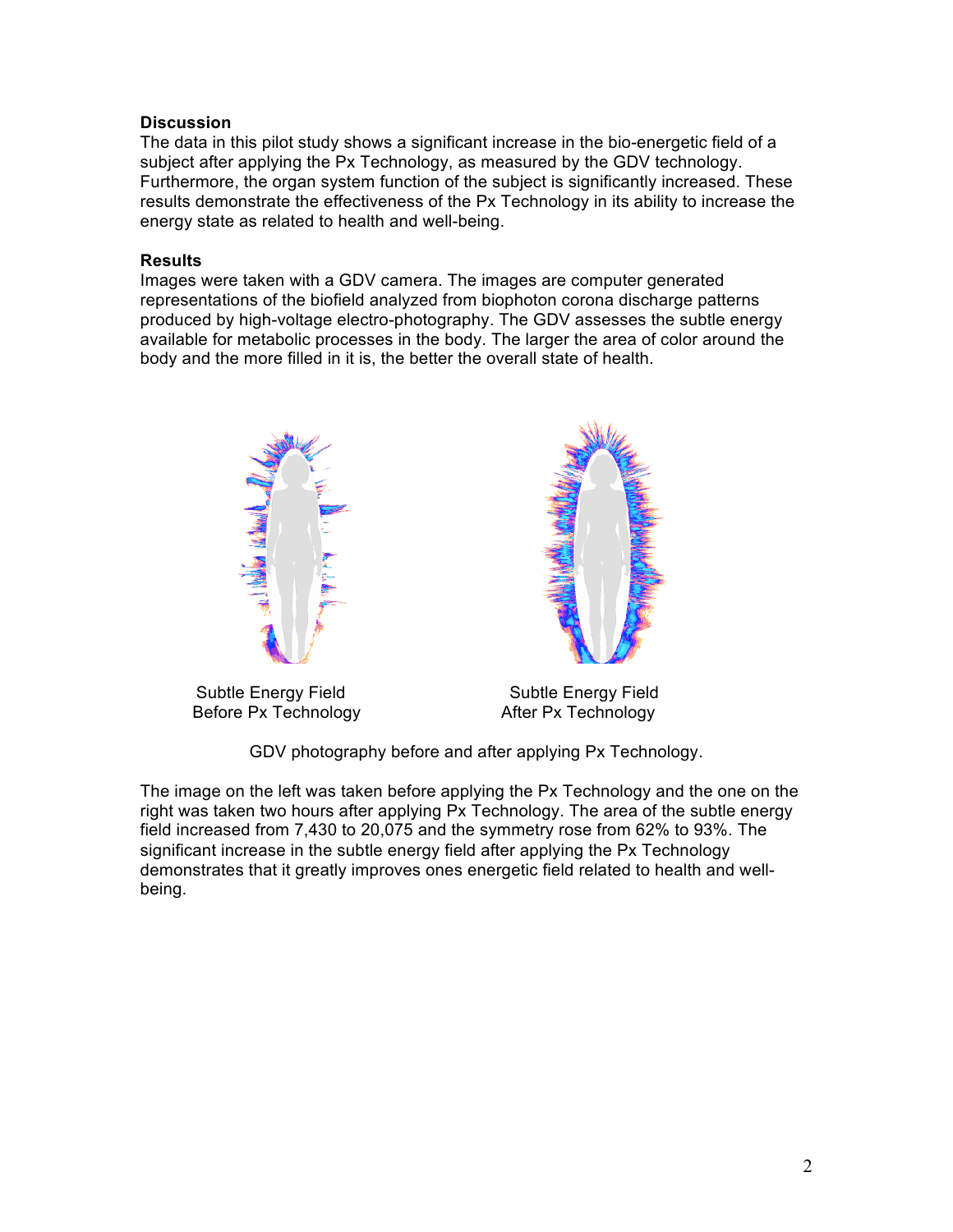### Discussion

The data in this pilot study shows a significant increase in the bio-energetic field of a subject after applying the Px Technology, as measured by the GDV technology. Furthermore, the organ system function of the subject is significantly increased. These results demonstrate the effectiveness of the Px Technology in its ability to increase the energy state as related to health and well-being.

### Results

Images were taken with a GDV camera. The images are computer generated representations of the biofield analyzed from biophoton corona discharge patterns produced by high-voltage electro-photography. The GDV assesses the subtle energy available for metabolic processes in the body. The larger the area of color around the body and the more filled in it is, the better the overall state of health.

Subtle Energy Field Before Px Technology

Subtle Energy Field After Px Technology

GDV photography before and after applying Px Technology.

The image on the left was taken before applying the Px Technology and the one on the right was taken two hours after applying Px Technology. The area of the subtle energy field increased from 7,430 to 20,075 and the symmetry rose from 62% to 93%. The significant increase in the subtle energy field after applying the Px Technology demonstrates that it greatly improves ones energetic field related to health and well-being.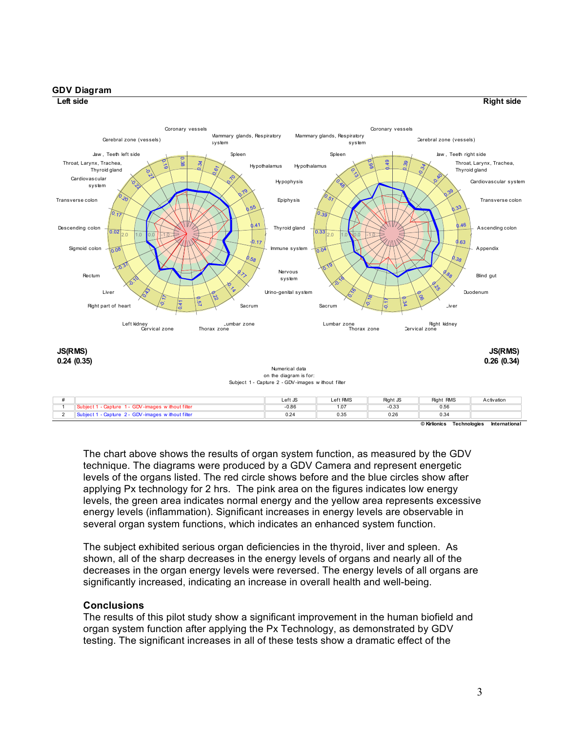## GDV Diagram

**Left side** **Right side**

**JS(RMS)**
**0.24 (0.35)**

**JS(RMS)**
**0.26 (0.34)**

Numerical data
on the diagram is for:
Subject 1 - Capture 2 - GDV-images without filter

| # | | Left JS | Left RMS | Right JS | Right RMS | Activation |
|---|---|---|---|---|---|---|
| 1 | Subject 1 - Capture 1 - GDV-images without filter | -0.86 | 1.07 | -0.33 | 0.56 | |
| 2 | Subject 1 - Capture 2 - GDV-images without filter | 0.24 | 0.35 | 0.26 | 0.34 | |

© Kirlionics Technologies International

The chart above shows the results of organ system function, as measured by the GDV technique. The diagrams were produced by a GDV Camera and represent energetic levels of the organs listed. The red circle shows before and the blue circles show after applying Px technology for 2 hrs. The pink area on the figures indicates low energy levels, the green area indicates normal energy and the yellow area represents excessive energy levels (inflammation). Significant increases in energy levels are observable in several organ system functions, which indicates an enhanced system function.

The subject exhibited serious organ deficiencies in the thyroid, liver and spleen. As shown, all of the sharp decreases in the energy levels of organs and nearly all of the decreases in the organ energy levels were reversed. The energy levels of all organs are significantly increased, indicating an increase in overall health and well-being.

### Conclusions

The results of this pilot study show a significant improvement in the human biofield and organ system function after applying the Px Technology, as demonstrated by GDV testing. The significant increases in all of these tests show a dramatic effect of the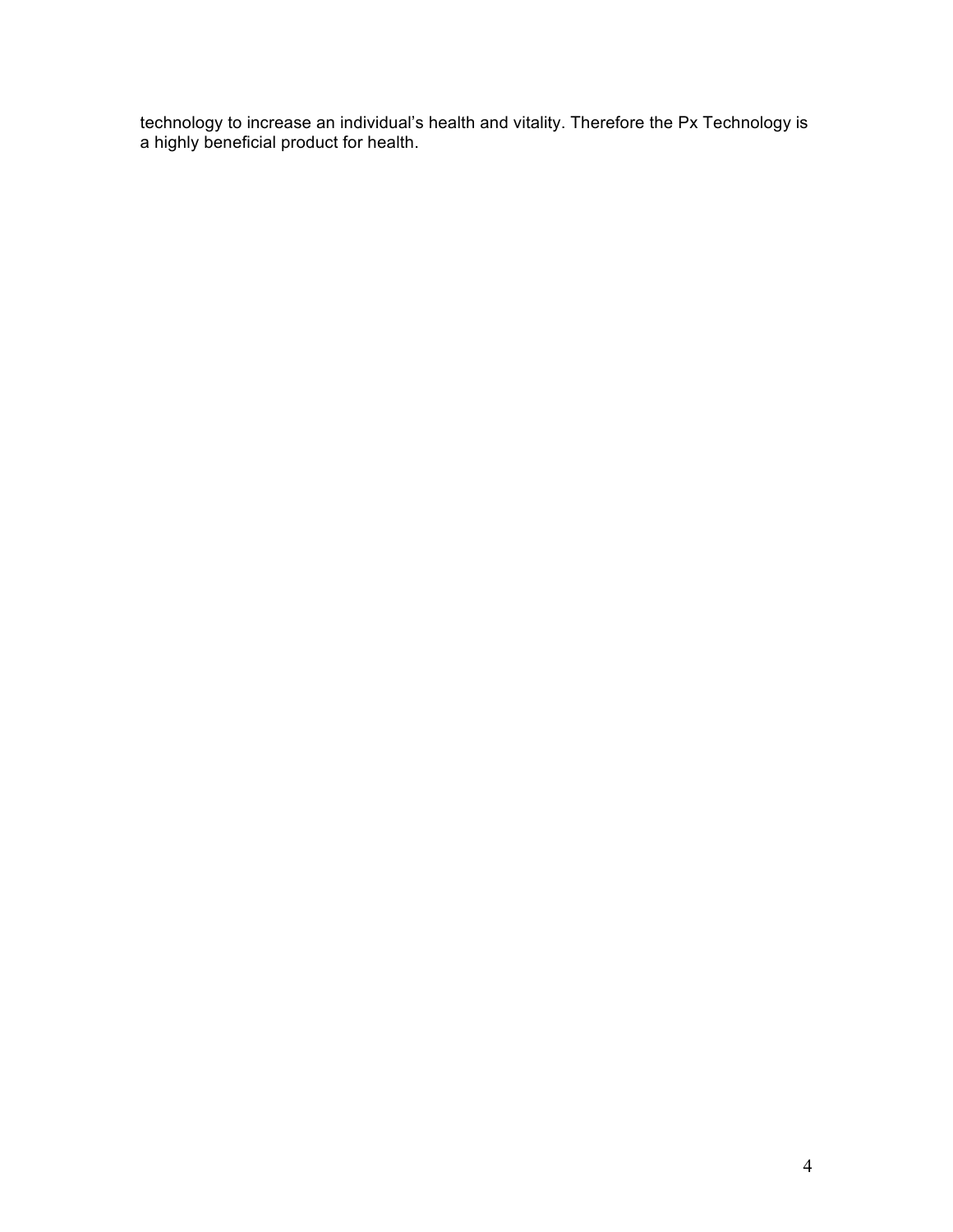technology to increase an individual's health and vitality. Therefore the Px Technology is a highly beneficial product for health.